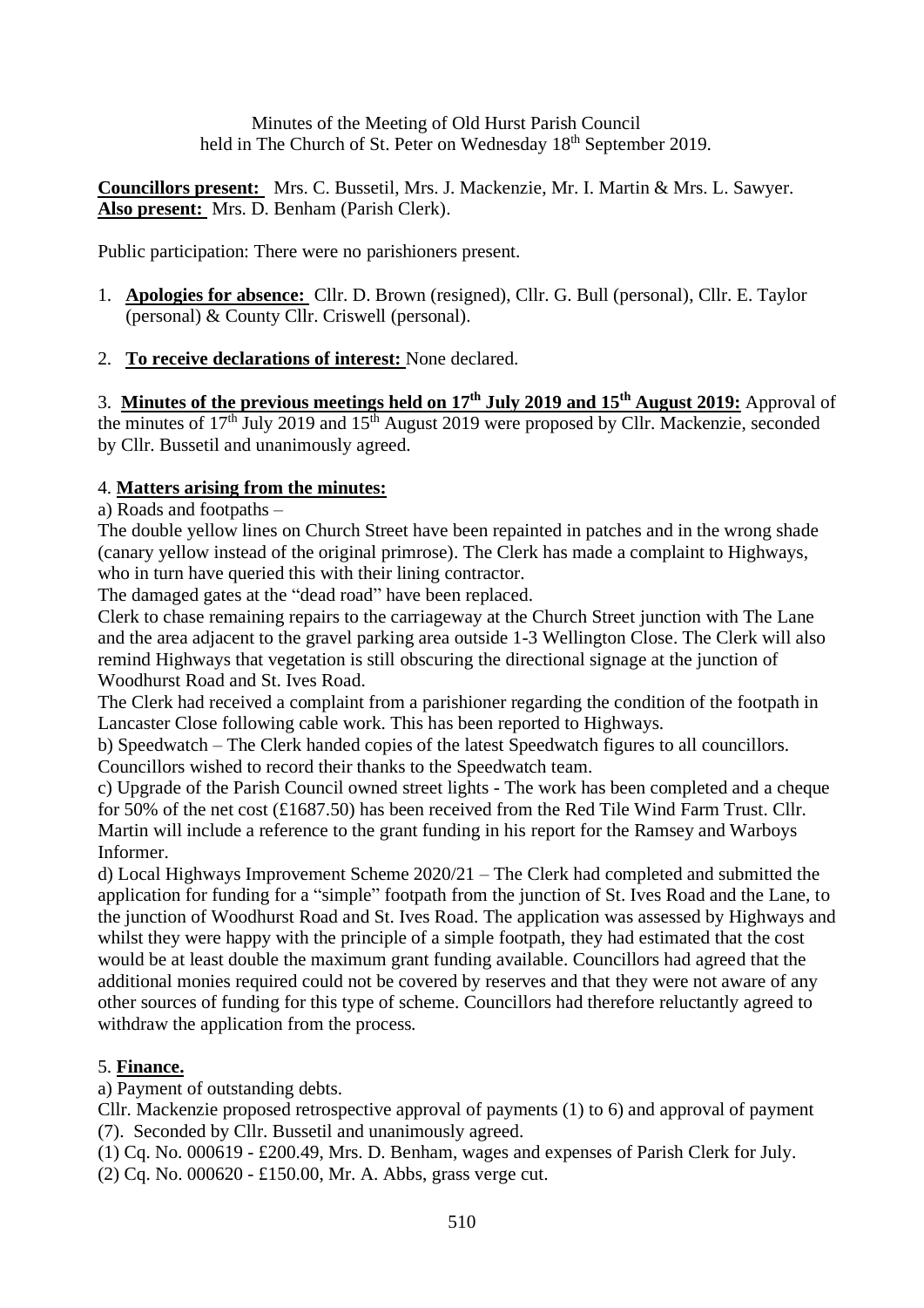Minutes of the Meeting of Old Hurst Parish Council
held in The Church of St. Peter on Wednesday 18th September 2019.

**Councillors present:** Mrs. C. Bussetil, Mrs. J. Mackenzie, Mr. I. Martin & Mrs. L. Sawyer.
**Also present:** Mrs. D. Benham (Parish Clerk).

Public participation: There were no parishioners present.

1. **Apologies for absence:** Cllr. D. Brown (resigned), Cllr. G. Bull (personal), Cllr. E. Taylor (personal) & County Cllr. Criswell (personal).

2. **To receive declarations of interest:** None declared.

3. **Minutes of the previous meetings held on 17th July 2019 and 15th August 2019:** Approval of the minutes of 17th July 2019 and 15th August 2019 were proposed by Cllr. Mackenzie, seconded by Cllr. Bussetil and unanimously agreed.

4. **Matters arising from the minutes:**

a) Roads and footpaths –
The double yellow lines on Church Street have been repainted in patches and in the wrong shade (canary yellow instead of the original primrose). The Clerk has made a complaint to Highways, who in turn have queried this with their lining contractor.
The damaged gates at the "dead road" have been replaced.
Clerk to chase remaining repairs to the carriageway at the Church Street junction with The Lane and the area adjacent to the gravel parking area outside 1-3 Wellington Close. The Clerk will also remind Highways that vegetation is still obscuring the directional signage at the junction of Woodhurst Road and St. Ives Road.
The Clerk had received a complaint from a parishioner regarding the condition of the footpath in Lancaster Close following cable work. This has been reported to Highways.

b) Speedwatch – The Clerk handed copies of the latest Speedwatch figures to all councillors. Councillors wished to record their thanks to the Speedwatch team.

c) Upgrade of the Parish Council owned street lights - The work has been completed and a cheque for 50% of the net cost (£1687.50) has been received from the Red Tile Wind Farm Trust. Cllr. Martin will include a reference to the grant funding in his report for the Ramsey and Warboys Informer.

d) Local Highways Improvement Scheme 2020/21 – The Clerk had completed and submitted the application for funding for a "simple" footpath from the junction of St. Ives Road and the Lane, to the junction of Woodhurst Road and St. Ives Road. The application was assessed by Highways and whilst they were happy with the principle of a simple footpath, they had estimated that the cost would be at least double the maximum grant funding available. Councillors had agreed that the additional monies required could not be covered by reserves and that they were not aware of any other sources of funding for this type of scheme. Councillors had therefore reluctantly agreed to withdraw the application from the process.

5. **Finance.**

a) Payment of outstanding debts.
Cllr. Mackenzie proposed retrospective approval of payments (1) to 6) and approval of payment (7). Seconded by Cllr. Bussetil and unanimously agreed.
(1) Cq. No. 000619 - £200.49, Mrs. D. Benham, wages and expenses of Parish Clerk for July.
(2) Cq. No. 000620 - £150.00, Mr. A. Abbs, grass verge cut.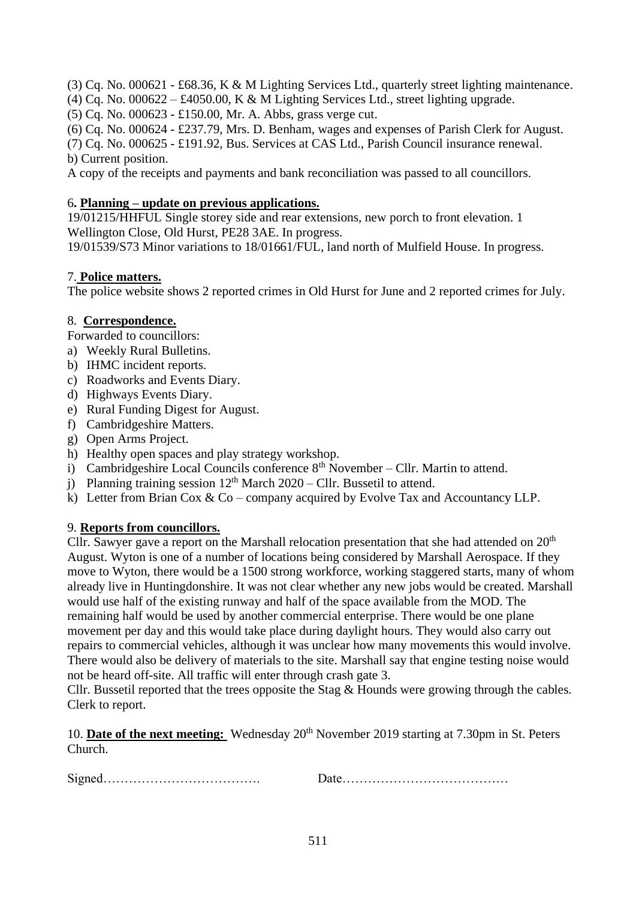(3) Cq. No. 000621 - £68.36, K & M Lighting Services Ltd., quarterly street lighting maintenance.
(4) Cq. No. 000622 – £4050.00, K & M Lighting Services Ltd., street lighting upgrade.
(5) Cq. No. 000623 - £150.00, Mr. A. Abbs, grass verge cut.
(6) Cq. No. 000624 - £237.79, Mrs. D. Benham, wages and expenses of Parish Clerk for August.
(7) Cq. No. 000625 - £191.92, Bus. Services at CAS Ltd., Parish Council insurance renewal.
b) Current position.
A copy of the receipts and payments and bank reconciliation was passed to all councillors.

6**. Planning – update on previous applications.**
19/01215/HHFUL Single storey side and rear extensions, new porch to front elevation. 1 Wellington Close, Old Hurst, PE28 3AE. In progress.
19/01539/S73 Minor variations to 18/01661/FUL, land north of Mulfield House. In progress.

7. **Police matters.**
The police website shows 2 reported crimes in Old Hurst for June and 2 reported crimes for July.

8. **Correspondence.**
Forwarded to councillors:
a) Weekly Rural Bulletins.
b) IHMC incident reports.
c) Roadworks and Events Diary.
d) Highways Events Diary.
e) Rural Funding Digest for August.
f) Cambridgeshire Matters.
g) Open Arms Project.
h) Healthy open spaces and play strategy workshop.
i) Cambridgeshire Local Councils conference 8th November – Cllr. Martin to attend.
j) Planning training session 12th March 2020 – Cllr. Bussetil to attend.
k) Letter from Brian Cox & Co – company acquired by Evolve Tax and Accountancy LLP.

9. **Reports from councillors.**
Cllr. Sawyer gave a report on the Marshall relocation presentation that she had attended on 20th August. Wyton is one of a number of locations being considered by Marshall Aerospace. If they move to Wyton, there would be a 1500 strong workforce, working staggered starts, many of whom already live in Huntingdonshire. It was not clear whether any new jobs would be created. Marshall would use half of the existing runway and half of the space available from the MOD. The remaining half would be used by another commercial enterprise. There would be one plane movement per day and this would take place during daylight hours. They would also carry out repairs to commercial vehicles, although it was unclear how many movements this would involve. There would also be delivery of materials to the site. Marshall say that engine testing noise would not be heard off-site. All traffic will enter through crash gate 3.
Cllr. Bussetil reported that the trees opposite the Stag & Hounds were growing through the cables. Clerk to report.

10. **Date of the next meeting:** Wednesday 20th November 2019 starting at 7.30pm in St. Peters Church.

Signed………………………………. Date…………………………………